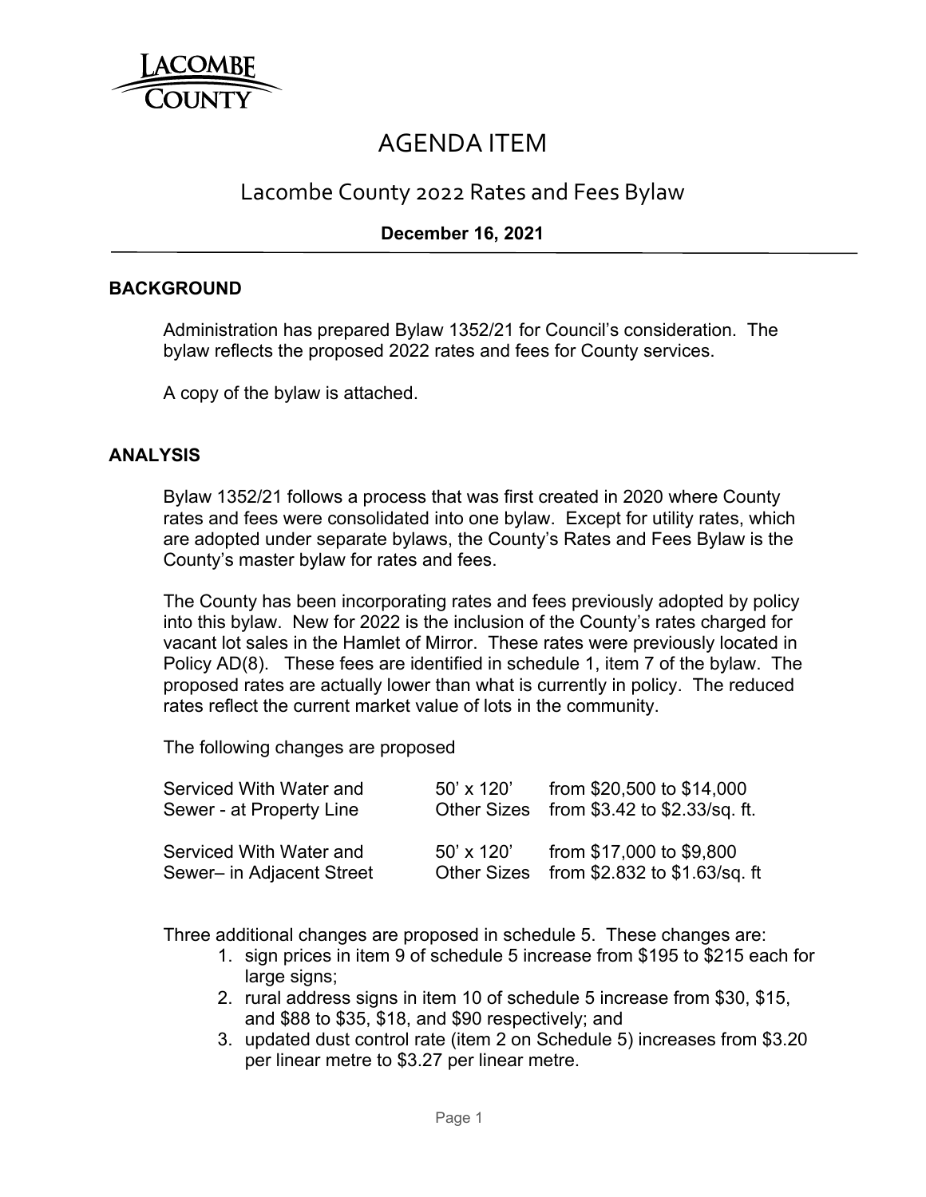LACOMBE COUNTY

# AGENDA ITEM

## Lacombe County 2022 Rates and Fees Bylaw

**December 16, 2021**

### BACKGROUND

Administration has prepared Bylaw 1352/21 for Council's consideration. The bylaw reflects the proposed 2022 rates and fees for County services.

A copy of the bylaw is attached.

### ANALYSIS

Bylaw 1352/21 follows a process that was first created in 2020 where County rates and fees were consolidated into one bylaw. Except for utility rates, which are adopted under separate bylaws, the County's Rates and Fees Bylaw is the County's master bylaw for rates and fees.

The County has been incorporating rates and fees previously adopted by policy into this bylaw. New for 2022 is the inclusion of the County's rates charged for vacant lot sales in the Hamlet of Mirror. These rates were previously located in Policy AD(8). These fees are identified in schedule 1, item 7 of the bylaw. The proposed rates are actually lower than what is currently in policy. The reduced rates reflect the current market value of lots in the community.

The following changes are proposed

| | | |
|---|---|---|
| Serviced With Water and Sewer - at Property Line | 50' x 120' | from $20,500 to $14,000 |
| | Other Sizes | from $3.42 to $2.33/sq. ft. |
| Serviced With Water and Sewer– in Adjacent Street | 50' x 120' | from $17,000 to $9,800 |
| | Other Sizes | from $2.832 to $1.63/sq. ft |

Three additional changes are proposed in schedule 5. These changes are:

1. sign prices in item 9 of schedule 5 increase from $195 to $215 each for large signs;
2. rural address signs in item 10 of schedule 5 increase from $30, $15, and $88 to $35, $18, and $90 respectively; and
3. updated dust control rate (item 2 on Schedule 5) increases from $3.20 per linear metre to $3.27 per linear metre.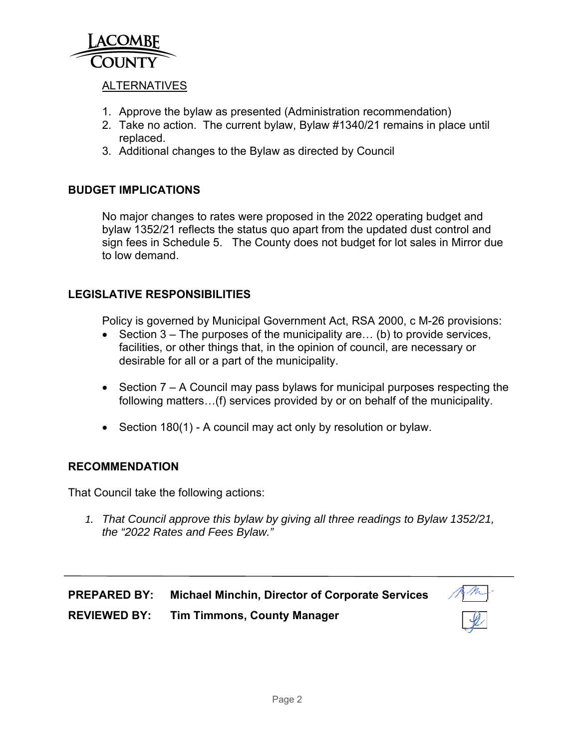LACOMBE COUNTY

ALTERNATIVES

1. Approve the bylaw as presented (Administration recommendation)
2. Take no action. The current bylaw, Bylaw #1340/21 remains in place until replaced.
3. Additional changes to the Bylaw as directed by Council

## BUDGET IMPLICATIONS

No major changes to rates were proposed in the 2022 operating budget and bylaw 1352/21 reflects the status quo apart from the updated dust control and sign fees in Schedule 5. The County does not budget for lot sales in Mirror due to low demand.

## LEGISLATIVE RESPONSIBILITIES

Policy is governed by Municipal Government Act, RSA 2000, c M-26 provisions:

- Section 3 – The purposes of the municipality are… (b) to provide services, facilities, or other things that, in the opinion of council, are necessary or desirable for all or a part of the municipality.

- Section 7 – A Council may pass bylaws for municipal purposes respecting the following matters…(f) services provided by or on behalf of the municipality.

- Section 180(1) - A council may act only by resolution or bylaw.

## RECOMMENDATION

That Council take the following actions:

1. *That Council approve this bylaw by giving all three readings to Bylaw 1352/21, the "2022 Rates and Fees Bylaw."*

---

**PREPARED BY: Michael Minchin, Director of Corporate Services**

**REVIEWED BY: Tim Timmons, County Manager**